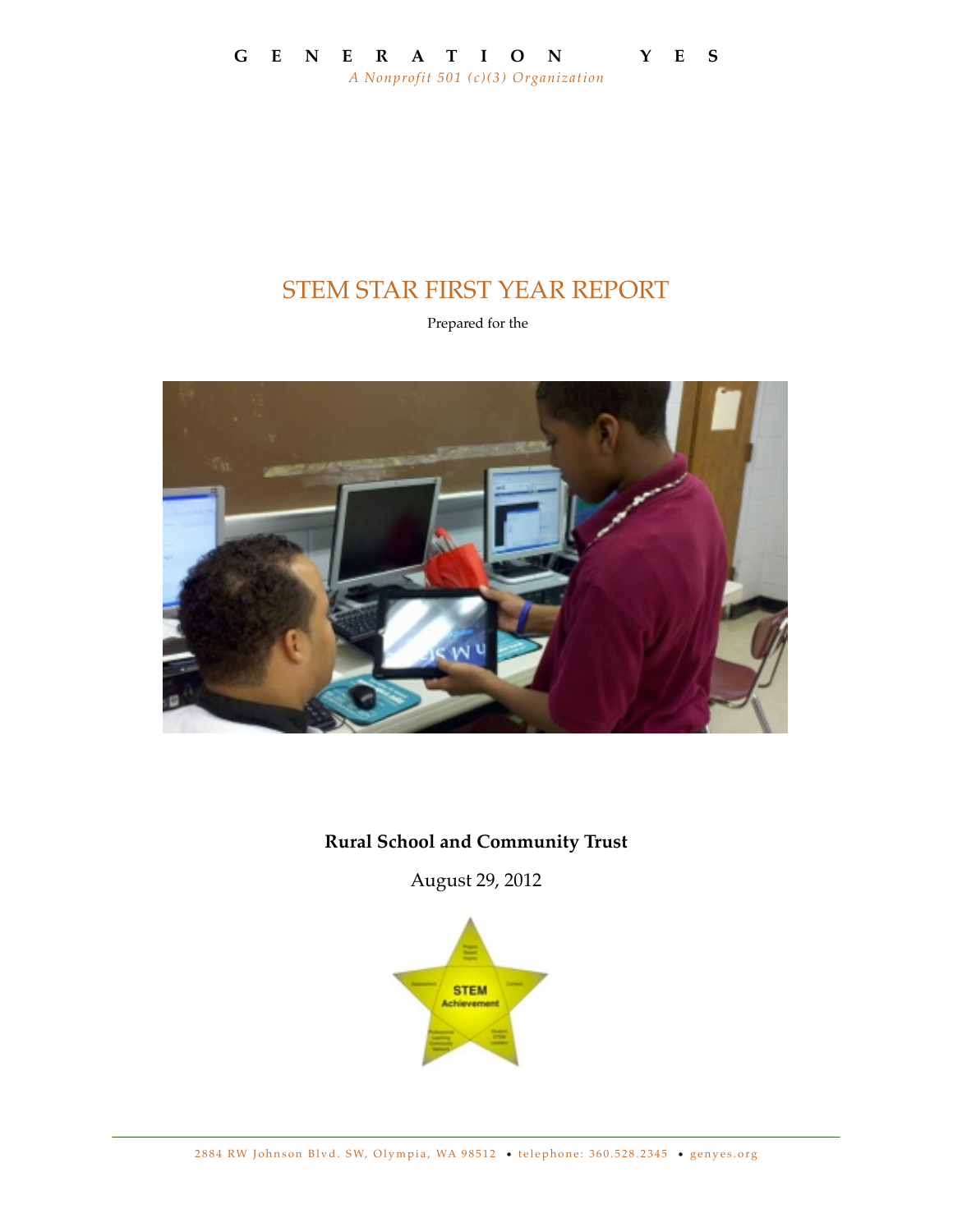**GENERATION YES**

*A Nonprofit 501 (c)(3) Organization*

# STEM STAR FIRST YEAR REPORT

Prepared for the

**Rural School and Community Trust**

August 29, 2012

2884 RW Johnson Blvd. SW, Olympia, WA 98512 • telephone: 360.528.2345 • genyes.org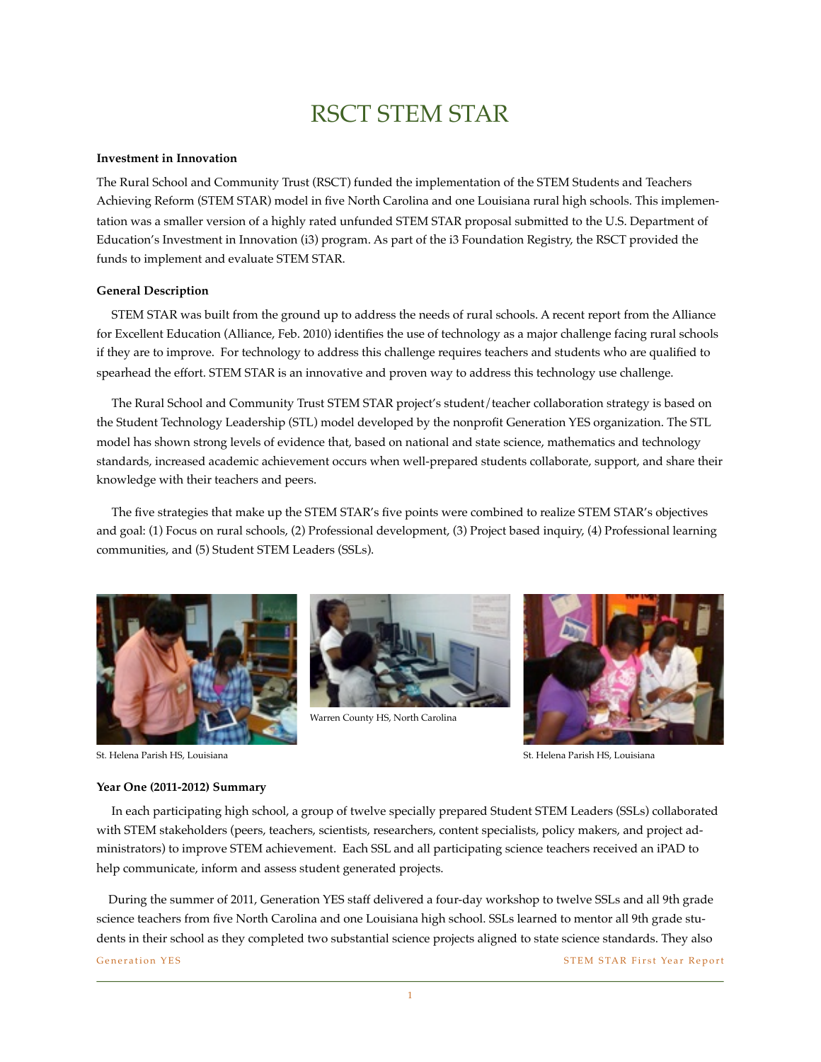# RSCT STEM STAR

**Investment in Innovation**

The Rural School and Community Trust (RSCT) funded the implementation of the STEM Students and Teachers Achieving Reform (STEM STAR) model in five North Carolina and one Louisiana rural high schools. This implementation was a smaller version of a highly rated unfunded STEM STAR proposal submitted to the U.S. Department of Education's Investment in Innovation (i3) program. As part of the i3 Foundation Registry, the RSCT provided the funds to implement and evaluate STEM STAR.

**General Description**

STEM STAR was built from the ground up to address the needs of rural schools. A recent report from the Alliance for Excellent Education (Alliance, Feb. 2010) identifies the use of technology as a major challenge facing rural schools if they are to improve. For technology to address this challenge requires teachers and students who are qualified to spearhead the effort. STEM STAR is an innovative and proven way to address this technology use challenge.

The Rural School and Community Trust STEM STAR project's student/teacher collaboration strategy is based on the Student Technology Leadership (STL) model developed by the nonprofit Generation YES organization. The STL model has shown strong levels of evidence that, based on national and state science, mathematics and technology standards, increased academic achievement occurs when well-prepared students collaborate, support, and share their knowledge with their teachers and peers.

The five strategies that make up the STEM STAR's five points were combined to realize STEM STAR's objectives and goal: (1) Focus on rural schools, (2) Professional development, (3) Project based inquiry, (4) Professional learning communities, and (5) Student STEM Leaders (SSLs).

St. Helena Parish HS, Louisiana

Warren County HS, North Carolina

St. Helena Parish HS, Louisiana

**Year One (2011-2012) Summary**

In each participating high school, a group of twelve specially prepared Student STEM Leaders (SSLs) collaborated with STEM stakeholders (peers, teachers, scientists, researchers, content specialists, policy makers, and project administrators) to improve STEM achievement. Each SSL and all participating science teachers received an iPAD to help communicate, inform and assess student generated projects.

During the summer of 2011, Generation YES staff delivered a four-day workshop to twelve SSLs and all 9th grade science teachers from five North Carolina and one Louisiana high school. SSLs learned to mentor all 9th grade students in their school as they completed two substantial science projects aligned to state science standards. They also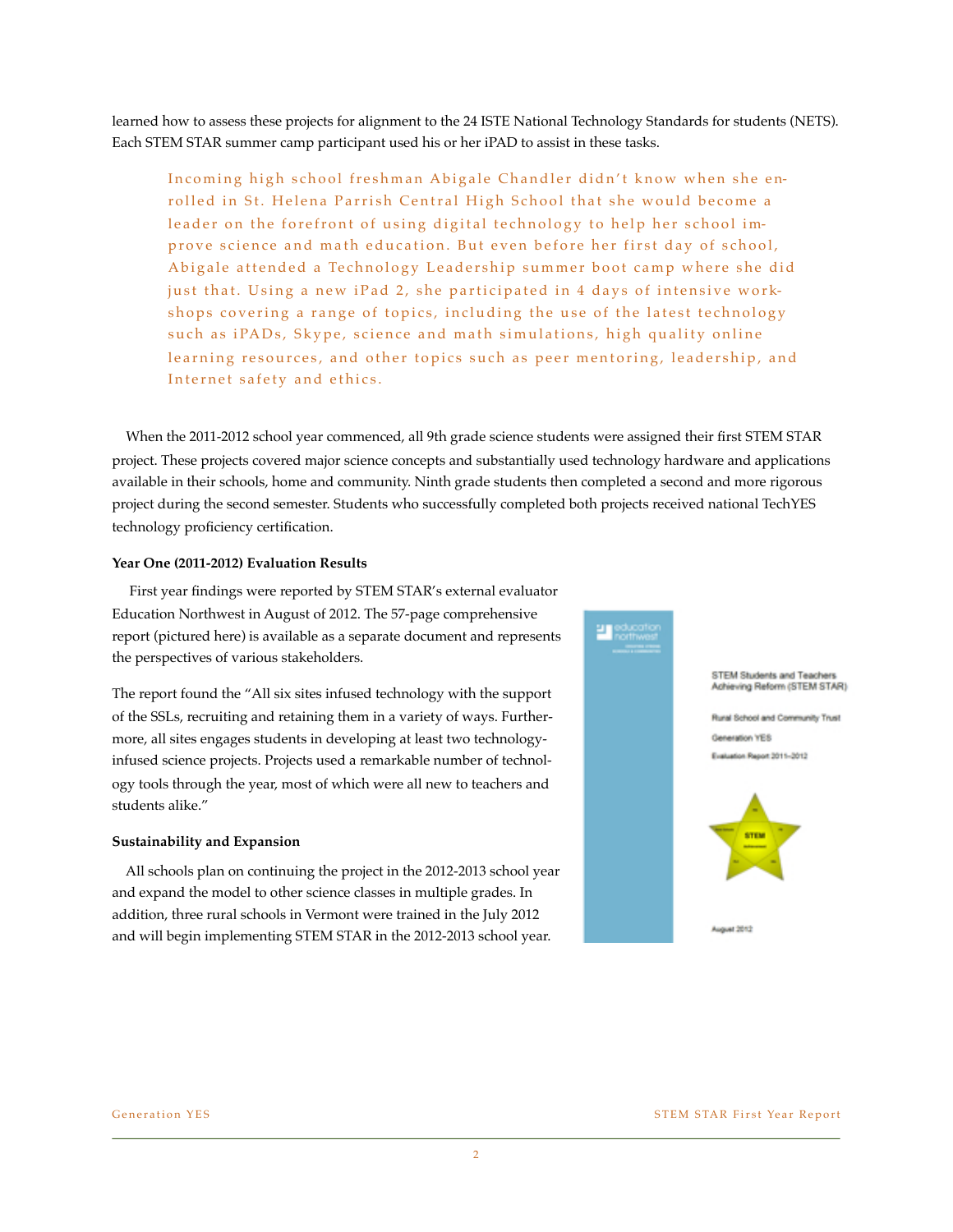learned how to assess these projects for alignment to the 24 ISTE National Technology Standards for students (NETS). Each STEM STAR summer camp participant used his or her iPAD to assist in these tasks.

> Incoming high school freshman Abigale Chandler didn't know when she enrolled in St. Helena Parrish Central High School that she would become a leader on the forefront of using digital technology to help her school improve science and math education. But even before her first day of school, Abigale attended a Technology Leadership summer boot camp where she did just that. Using a new iPad 2, she participated in 4 days of intensive workshops covering a range of topics, including the use of the latest technology such as iPADs, Skype, science and math simulations, high quality online learning resources, and other topics such as peer mentoring, leadership, and Internet safety and ethics.

When the 2011-2012 school year commenced, all 9th grade science students were assigned their first STEM STAR project. These projects covered major science concepts and substantially used technology hardware and applications available in their schools, home and community. Ninth grade students then completed a second and more rigorous project during the second semester. Students who successfully completed both projects received national TechYES technology proficiency certification.

**Year One (2011-2012) Evaluation Results**

First year findings were reported by STEM STAR's external evaluator Education Northwest in August of 2012. The 57-page comprehensive report (pictured here) is available as a separate document and represents the perspectives of various stakeholders.

The report found the "All six sites infused technology with the support of the SSLs, recruiting and retaining them in a variety of ways. Furthermore, all sites engages students in developing at least two technology-infused science projects. Projects used a remarkable number of technology tools through the year, most of which were all new to teachers and students alike."

**Sustainability and Expansion**

All schools plan on continuing the project in the 2012-2013 school year and expand the model to other science classes in multiple grades. In addition, three rural schools in Vermont were trained in the July 2012 and will begin implementing STEM STAR in the 2012-2013 school year.

education northwest

STEM Students and Teachers Achieving Reform (STEM STAR)

Rural School and Community Trust

Generation YES

Evaluation Report 2011–2012

August 2012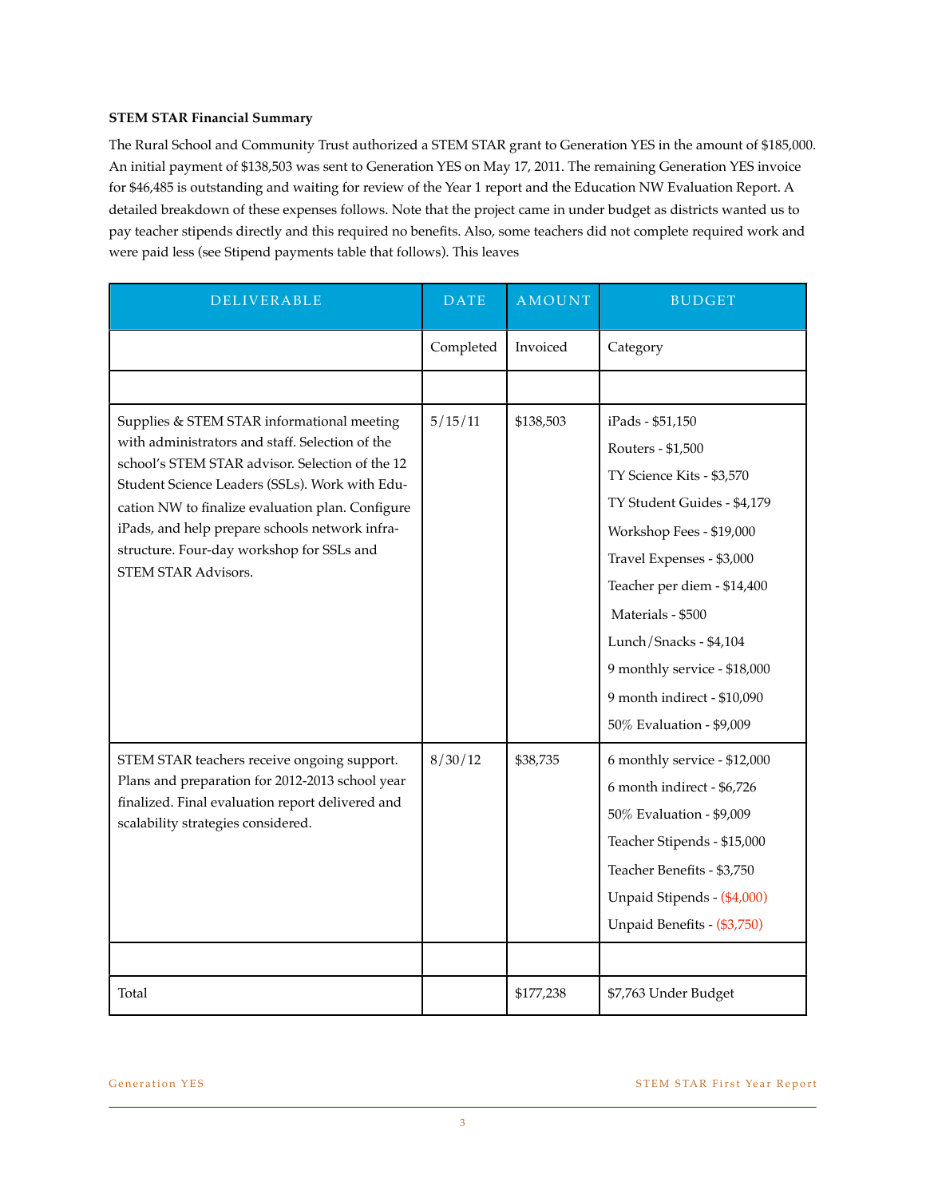**STEM STAR Financial Summary**

The Rural School and Community Trust authorized a STEM STAR grant to Generation YES in the amount of $185,000. An initial payment of $138,503 was sent to Generation YES on May 17, 2011. The remaining Generation YES invoice for $46,485 is outstanding and waiting for review of the Year 1 report and the Education NW Evaluation Report. A detailed breakdown of these expenses follows. Note that the project came in under budget as districts wanted us to pay teacher stipends directly and this required no benefits. Also, some teachers did not complete required work and were paid less (see Stipend payments table that follows). This leaves

| DELIVERABLE | DATE | AMOUNT | BUDGET |
|---|---|---|---|
| | Completed | Invoiced | Category |
| | | | |
| Supplies & STEM STAR informational meeting with administrators and staff. Selection of the school's STEM STAR advisor. Selection of the 12 Student Science Leaders (SSLs). Work with Education NW to finalize evaluation plan. Configure iPads, and help prepare schools network infrastructure. Four-day workshop for SSLs and STEM STAR Advisors. | 5/15/11 | $138,503 | iPads - $51,150<br>Routers - $1,500<br>TY Science Kits - $3,570<br>TY Student Guides - $4,179<br>Workshop Fees - $19,000<br>Travel Expenses - $3,000<br>Teacher per diem - $14,400<br>Materials - $500<br>Lunch/Snacks - $4,104<br>9 monthly service - $18,000<br>9 month indirect - $10,090<br>50% Evaluation - $9,009 |
| STEM STAR teachers receive ongoing support. Plans and preparation for 2012-2013 school year finalized. Final evaluation report delivered and scalability strategies considered. | 8/30/12 | $38,735 | 6 monthly service - $12,000<br>6 month indirect - $6,726<br>50% Evaluation - $9,009<br>Teacher Stipends - $15,000<br>Teacher Benefits - $3,750<br>Unpaid Stipends - ($4,000)<br>Unpaid Benefits - ($3,750) |
| | | | |
| Total | | $177,238 | $7,763 Under Budget |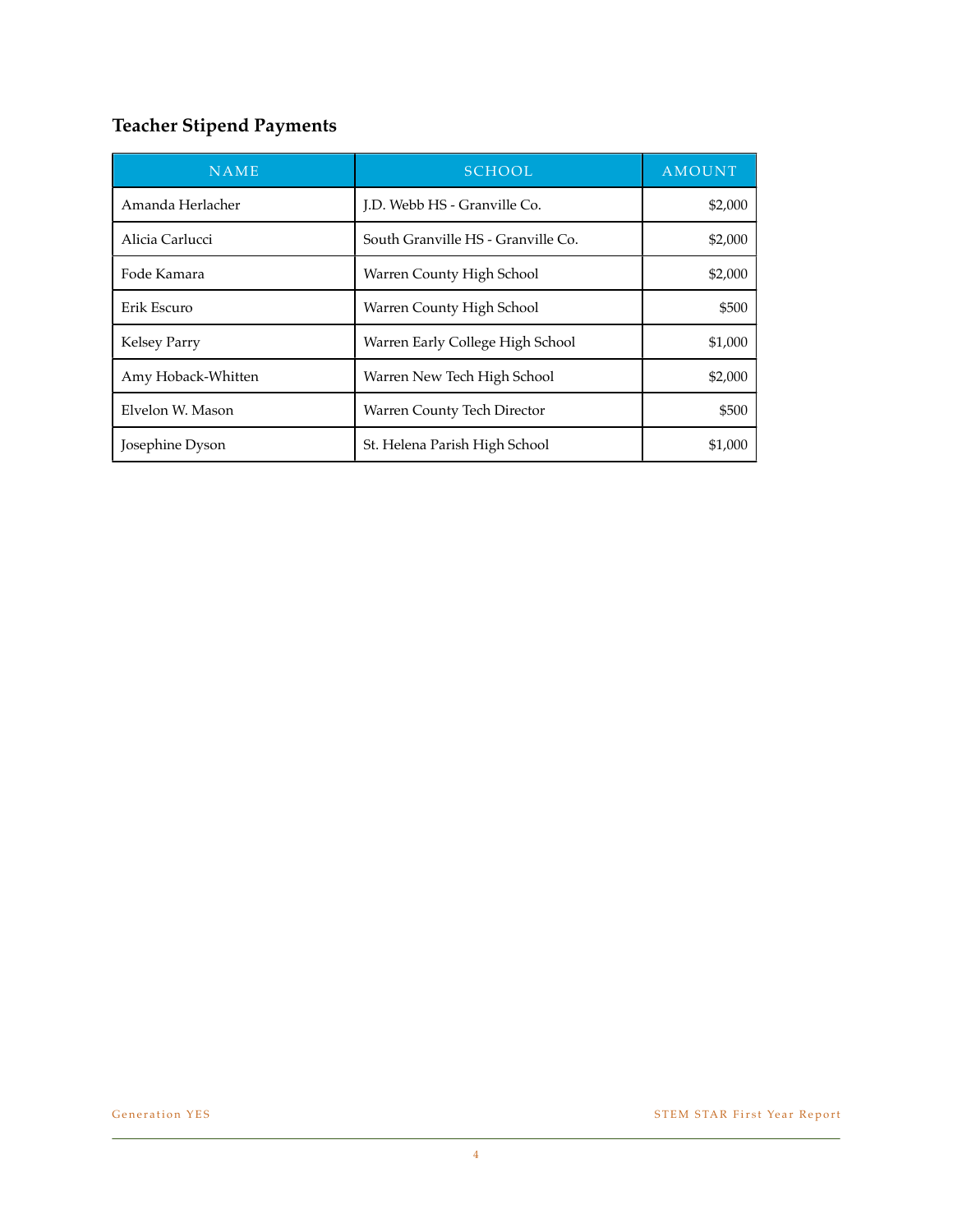## Teacher Stipend Payments

| NAME | SCHOOL | AMOUNT |
| --- | --- | --- |
| Amanda Herlacher | J.D. Webb HS - Granville Co. | $2,000 |
| Alicia Carlucci | South Granville HS - Granville Co. | $2,000 |
| Fode Kamara | Warren County High School | $2,000 |
| Erik Escuro | Warren County High School | $500 |
| Kelsey Parry | Warren Early College High School | $1,000 |
| Amy Hoback-Whitten | Warren New Tech High School | $2,000 |
| Elvelon W. Mason | Warren County Tech Director | $500 |
| Josephine Dyson | St. Helena Parish High School | $1,000 |